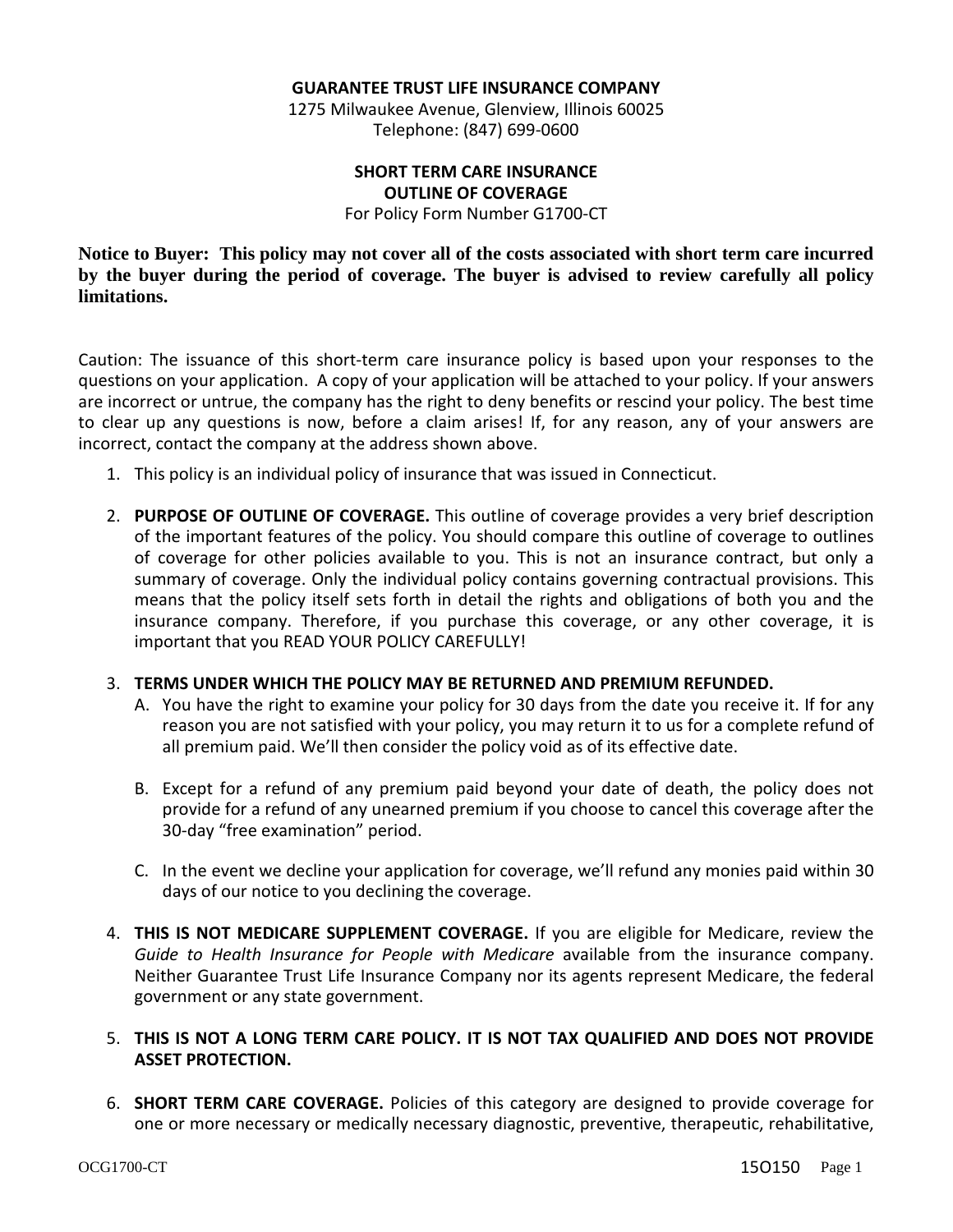**GUARANTEE TRUST LIFE INSURANCE COMPANY**
1275 Milwaukee Avenue, Glenview, Illinois 60025
Telephone: (847) 699-0600

**SHORT TERM CARE INSURANCE**
**OUTLINE OF COVERAGE**
For Policy Form Number G1700-CT

**Notice to Buyer: This policy may not cover all of the costs associated with short term care incurred by the buyer during the period of coverage. The buyer is advised to review carefully all policy limitations.**

Caution: The issuance of this short-term care insurance policy is based upon your responses to the questions on your application. A copy of your application will be attached to your policy. If your answers are incorrect or untrue, the company has the right to deny benefits or rescind your policy. The best time to clear up any questions is now, before a claim arises! If, for any reason, any of your answers are incorrect, contact the company at the address shown above.

1. This policy is an individual policy of insurance that was issued in Connecticut.

2. **PURPOSE OF OUTLINE OF COVERAGE.** This outline of coverage provides a very brief description of the important features of the policy. You should compare this outline of coverage to outlines of coverage for other policies available to you. This is not an insurance contract, but only a summary of coverage. Only the individual policy contains governing contractual provisions. This means that the policy itself sets forth in detail the rights and obligations of both you and the insurance company. Therefore, if you purchase this coverage, or any other coverage, it is important that you READ YOUR POLICY CAREFULLY!

3. **TERMS UNDER WHICH THE POLICY MAY BE RETURNED AND PREMIUM REFUNDED.**
   A. You have the right to examine your policy for 30 days from the date you receive it. If for any reason you are not satisfied with your policy, you may return it to us for a complete refund of all premium paid. We'll then consider the policy void as of its effective date.

   B. Except for a refund of any premium paid beyond your date of death, the policy does not provide for a refund of any unearned premium if you choose to cancel this coverage after the 30-day "free examination" period.

   C. In the event we decline your application for coverage, we'll refund any monies paid within 30 days of our notice to you declining the coverage.

4. **THIS IS NOT MEDICARE SUPPLEMENT COVERAGE.** If you are eligible for Medicare, review the *Guide to Health Insurance for People with Medicare* available from the insurance company. Neither Guarantee Trust Life Insurance Company nor its agents represent Medicare, the federal government or any state government.

5. **THIS IS NOT A LONG TERM CARE POLICY. IT IS NOT TAX QUALIFIED AND DOES NOT PROVIDE ASSET PROTECTION.**

6. **SHORT TERM CARE COVERAGE.** Policies of this category are designed to provide coverage for one or more necessary or medically necessary diagnostic, preventive, therapeutic, rehabilitative,

OCG1700-CT 15O150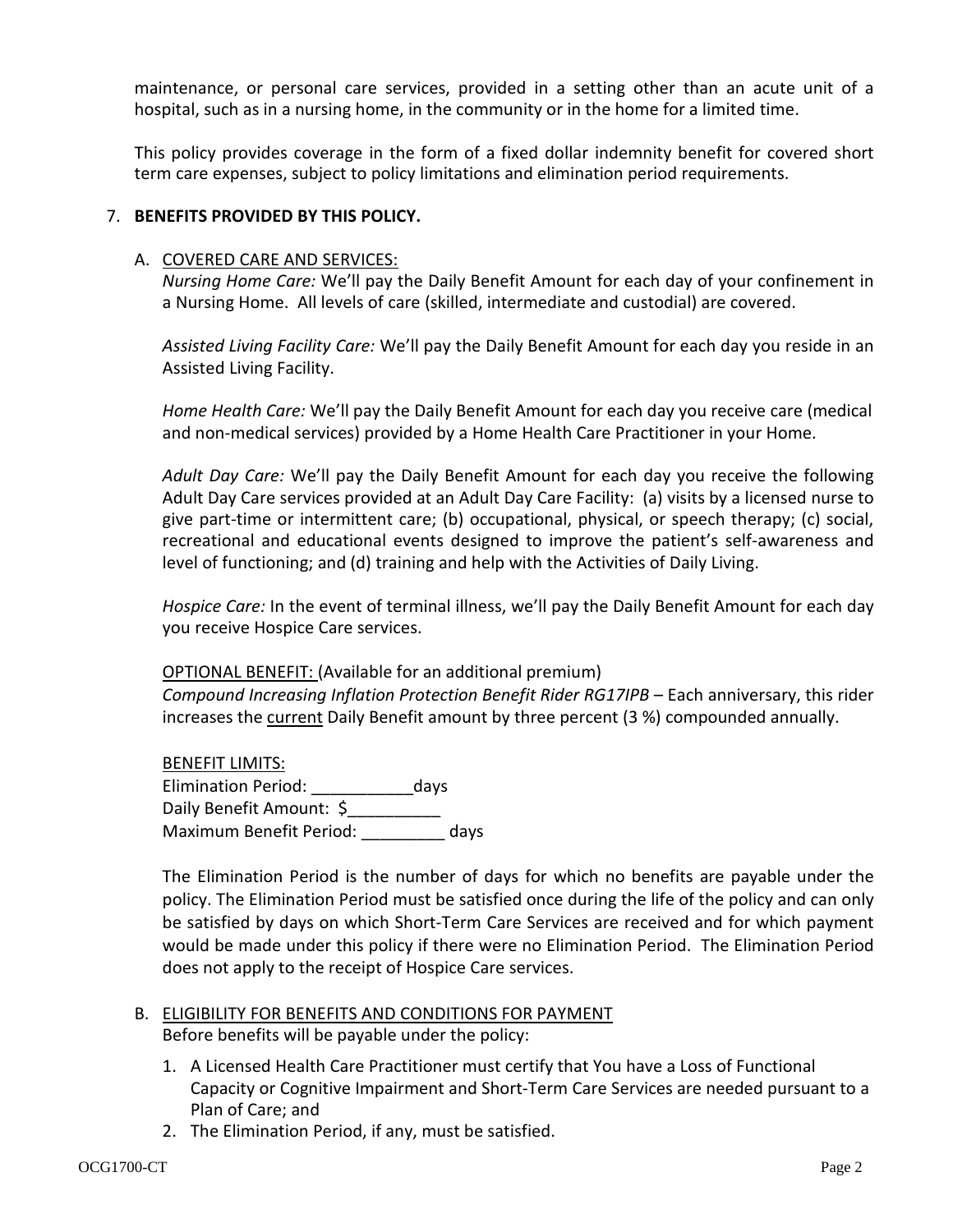maintenance, or personal care services, provided in a setting other than an acute unit of a hospital, such as in a nursing home, in the community or in the home for a limited time.

This policy provides coverage in the form of a fixed dollar indemnity benefit for covered short term care expenses, subject to policy limitations and elimination period requirements.

7. **BENEFITS PROVIDED BY THIS POLICY.**

   A. COVERED CARE AND SERVICES:
   *Nursing Home Care:* We'll pay the Daily Benefit Amount for each day of your confinement in a Nursing Home. All levels of care (skilled, intermediate and custodial) are covered.

   *Assisted Living Facility Care:* We'll pay the Daily Benefit Amount for each day you reside in an Assisted Living Facility.

   *Home Health Care:* We'll pay the Daily Benefit Amount for each day you receive care (medical and non-medical services) provided by a Home Health Care Practitioner in your Home.

   *Adult Day Care:* We'll pay the Daily Benefit Amount for each day you receive the following Adult Day Care services provided at an Adult Day Care Facility: (a) visits by a licensed nurse to give part-time or intermittent care; (b) occupational, physical, or speech therapy; (c) social, recreational and educational events designed to improve the patient's self-awareness and level of functioning; and (d) training and help with the Activities of Daily Living.

   *Hospice Care:* In the event of terminal illness, we'll pay the Daily Benefit Amount for each day you receive Hospice Care services.

   OPTIONAL BENEFIT: (Available for an additional premium)
   *Compound Increasing Inflation Protection Benefit Rider RG17IPB* – Each anniversary, this rider increases the current Daily Benefit amount by three percent (3 %) compounded annually.

   BENEFIT LIMITS:
   Elimination Period: ___________days
   Daily Benefit Amount: $__________
   Maximum Benefit Period: _________ days

   The Elimination Period is the number of days for which no benefits are payable under the policy. The Elimination Period must be satisfied once during the life of the policy and can only be satisfied by days on which Short-Term Care Services are received and for which payment would be made under this policy if there were no Elimination Period. The Elimination Period does not apply to the receipt of Hospice Care services.

   B. ELIGIBILITY FOR BENEFITS AND CONDITIONS FOR PAYMENT
   Before benefits will be payable under the policy:

   1. A Licensed Health Care Practitioner must certify that You have a Loss of Functional Capacity or Cognitive Impairment and Short-Term Care Services are needed pursuant to a Plan of Care; and
   2. The Elimination Period, if any, must be satisfied.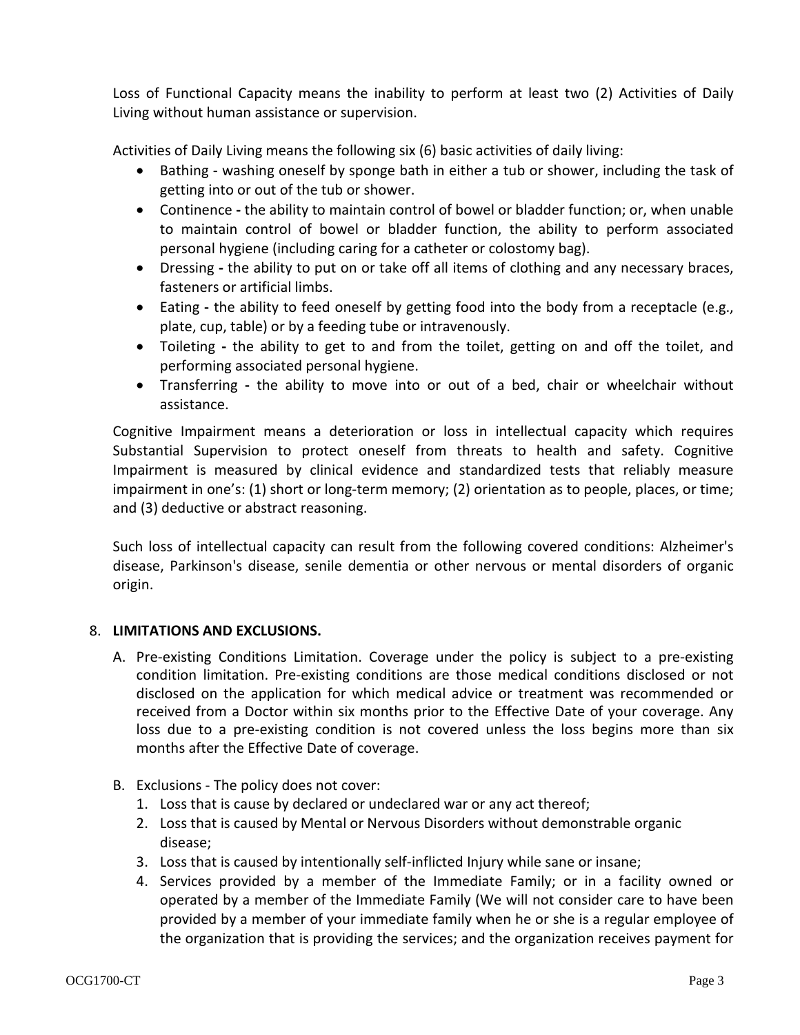Loss of Functional Capacity means the inability to perform at least two (2) Activities of Daily Living without human assistance or supervision.

Activities of Daily Living means the following six (6) basic activities of daily living:

- Bathing - washing oneself by sponge bath in either a tub or shower, including the task of getting into or out of the tub or shower.
- Continence **-** the ability to maintain control of bowel or bladder function; or, when unable to maintain control of bowel or bladder function, the ability to perform associated personal hygiene (including caring for a catheter or colostomy bag).
- Dressing **-** the ability to put on or take off all items of clothing and any necessary braces, fasteners or artificial limbs.
- Eating **-** the ability to feed oneself by getting food into the body from a receptacle (e.g., plate, cup, table) or by a feeding tube or intravenously.
- Toileting **-** the ability to get to and from the toilet, getting on and off the toilet, and performing associated personal hygiene.
- Transferring **-** the ability to move into or out of a bed, chair or wheelchair without assistance.

Cognitive Impairment means a deterioration or loss in intellectual capacity which requires Substantial Supervision to protect oneself from threats to health and safety. Cognitive Impairment is measured by clinical evidence and standardized tests that reliably measure impairment in one's: (1) short or long-term memory; (2) orientation as to people, places, or time; and (3) deductive or abstract reasoning.

Such loss of intellectual capacity can result from the following covered conditions: Alzheimer's disease, Parkinson's disease, senile dementia or other nervous or mental disorders of organic origin.

8. **LIMITATIONS AND EXCLUSIONS.**

   A. Pre-existing Conditions Limitation. Coverage under the policy is subject to a pre-existing condition limitation. Pre-existing conditions are those medical conditions disclosed or not disclosed on the application for which medical advice or treatment was recommended or received from a Doctor within six months prior to the Effective Date of your coverage. Any loss due to a pre-existing condition is not covered unless the loss begins more than six months after the Effective Date of coverage.

   B. Exclusions - The policy does not cover:
      1. Loss that is cause by declared or undeclared war or any act thereof;
      2. Loss that is caused by Mental or Nervous Disorders without demonstrable organic disease;
      3. Loss that is caused by intentionally self-inflicted Injury while sane or insane;
      4. Services provided by a member of the Immediate Family; or in a facility owned or operated by a member of the Immediate Family (We will not consider care to have been provided by a member of your immediate family when he or she is a regular employee of the organization that is providing the services; and the organization receives payment for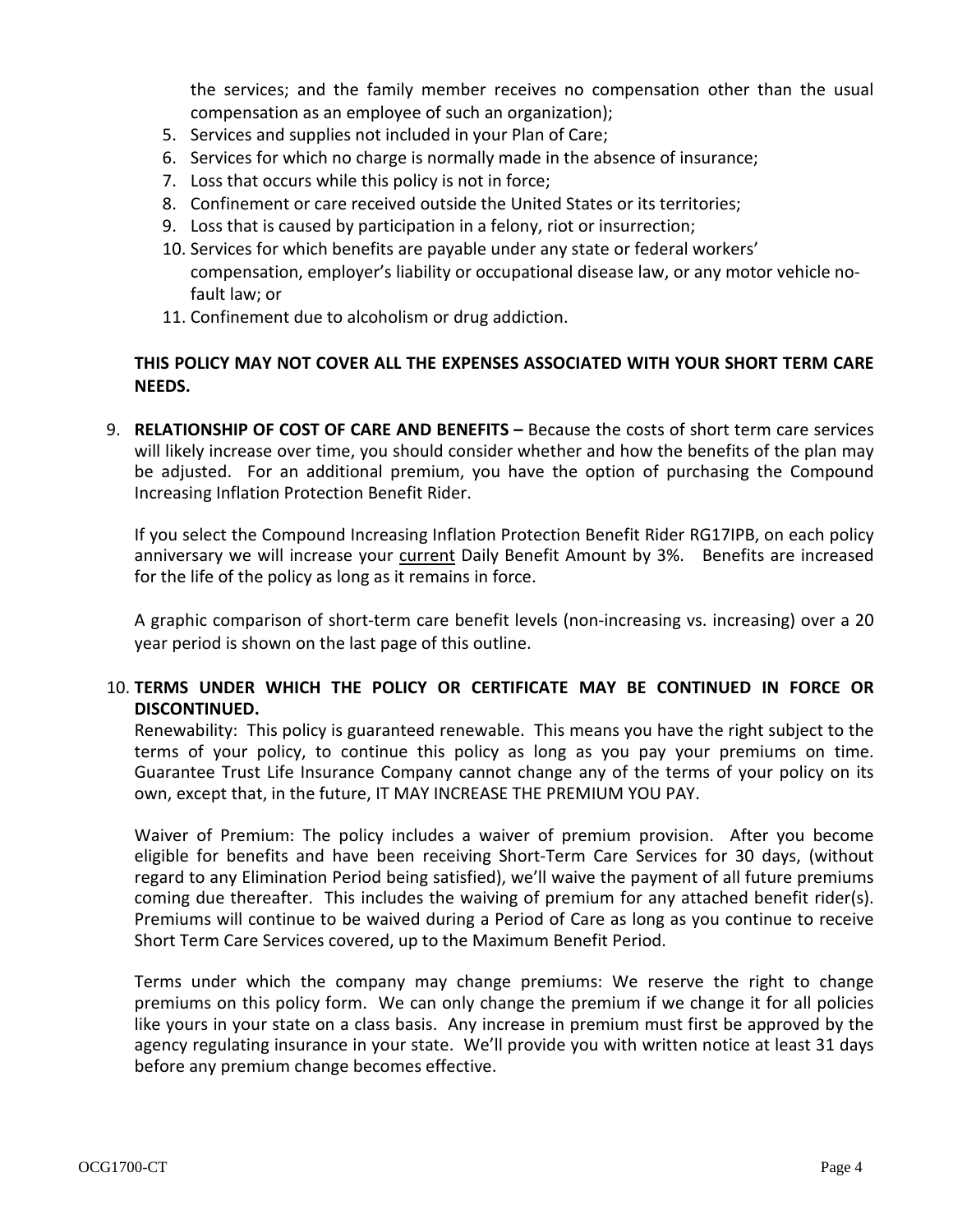the services; and the family member receives no compensation other than the usual compensation as an employee of such an organization);

5. Services and supplies not included in your Plan of Care;
6. Services for which no charge is normally made in the absence of insurance;
7. Loss that occurs while this policy is not in force;
8. Confinement or care received outside the United States or its territories;
9. Loss that is caused by participation in a felony, riot or insurrection;
10. Services for which benefits are payable under any state or federal workers' compensation, employer's liability or occupational disease law, or any motor vehicle no-fault law; or
11. Confinement due to alcoholism or drug addiction.

**THIS POLICY MAY NOT COVER ALL THE EXPENSES ASSOCIATED WITH YOUR SHORT TERM CARE NEEDS.**

9. **RELATIONSHIP OF COST OF CARE AND BENEFITS –** Because the costs of short term care services will likely increase over time, you should consider whether and how the benefits of the plan may be adjusted. For an additional premium, you have the option of purchasing the Compound Increasing Inflation Protection Benefit Rider.

   If you select the Compound Increasing Inflation Protection Benefit Rider RG17IPB, on each policy anniversary we will increase your <u>current</u> Daily Benefit Amount by 3%. Benefits are increased for the life of the policy as long as it remains in force.

   A graphic comparison of short-term care benefit levels (non-increasing vs. increasing) over a 20 year period is shown on the last page of this outline.

10. **TERMS UNDER WHICH THE POLICY OR CERTIFICATE MAY BE CONTINUED IN FORCE OR DISCONTINUED.**

    Renewability: This policy is guaranteed renewable. This means you have the right subject to the terms of your policy, to continue this policy as long as you pay your premiums on time. Guarantee Trust Life Insurance Company cannot change any of the terms of your policy on its own, except that, in the future, IT MAY INCREASE THE PREMIUM YOU PAY.

    Waiver of Premium: The policy includes a waiver of premium provision. After you become eligible for benefits and have been receiving Short-Term Care Services for 30 days, (without regard to any Elimination Period being satisfied), we'll waive the payment of all future premiums coming due thereafter. This includes the waiving of premium for any attached benefit rider(s). Premiums will continue to be waived during a Period of Care as long as you continue to receive Short Term Care Services covered, up to the Maximum Benefit Period.

    Terms under which the company may change premiums: We reserve the right to change premiums on this policy form. We can only change the premium if we change it for all policies like yours in your state on a class basis. Any increase in premium must first be approved by the agency regulating insurance in your state. We'll provide you with written notice at least 31 days before any premium change becomes effective.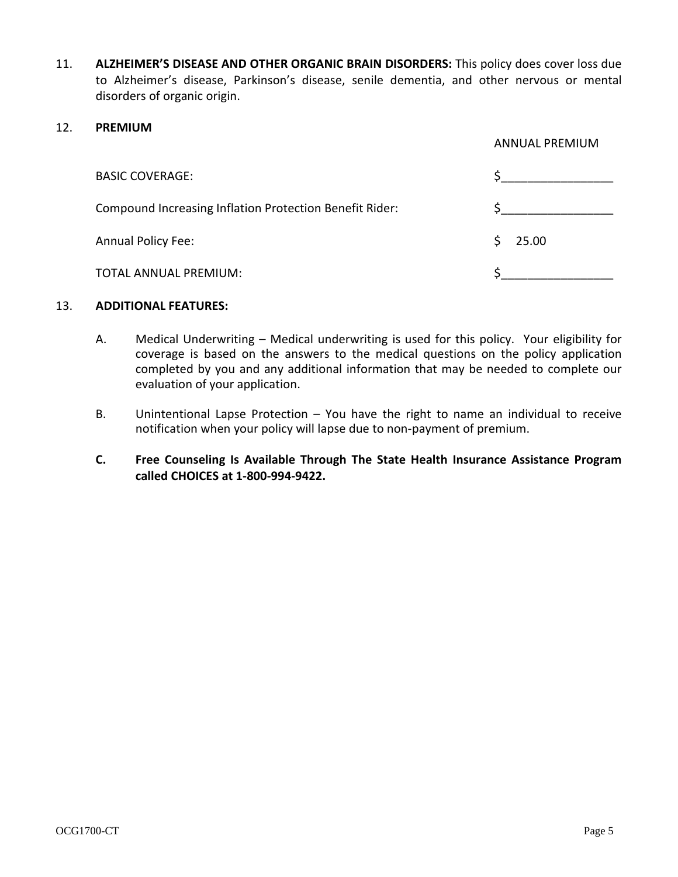11. **ALZHEIMER'S DISEASE AND OTHER ORGANIC BRAIN DISORDERS:** This policy does cover loss due to Alzheimer's disease, Parkinson's disease, senile dementia, and other nervous or mental disorders of organic origin.

12. **PREMIUM**

| | ANNUAL PREMIUM |
|---|---|
| BASIC COVERAGE: | $_________________ |
| Compound Increasing Inflation Protection Benefit Rider: | $_________________ |
| Annual Policy Fee: | $ 25.00 |
| TOTAL ANNUAL PREMIUM: | $_________________ |

13. **ADDITIONAL FEATURES:**

    A. Medical Underwriting – Medical underwriting is used for this policy. Your eligibility for coverage is based on the answers to the medical questions on the policy application completed by you and any additional information that may be needed to complete our evaluation of your application.

    B. Unintentional Lapse Protection – You have the right to name an individual to receive notification when your policy will lapse due to non-payment of premium.

    **C. Free Counseling Is Available Through The State Health Insurance Assistance Program called CHOICES at 1-800-994-9422.**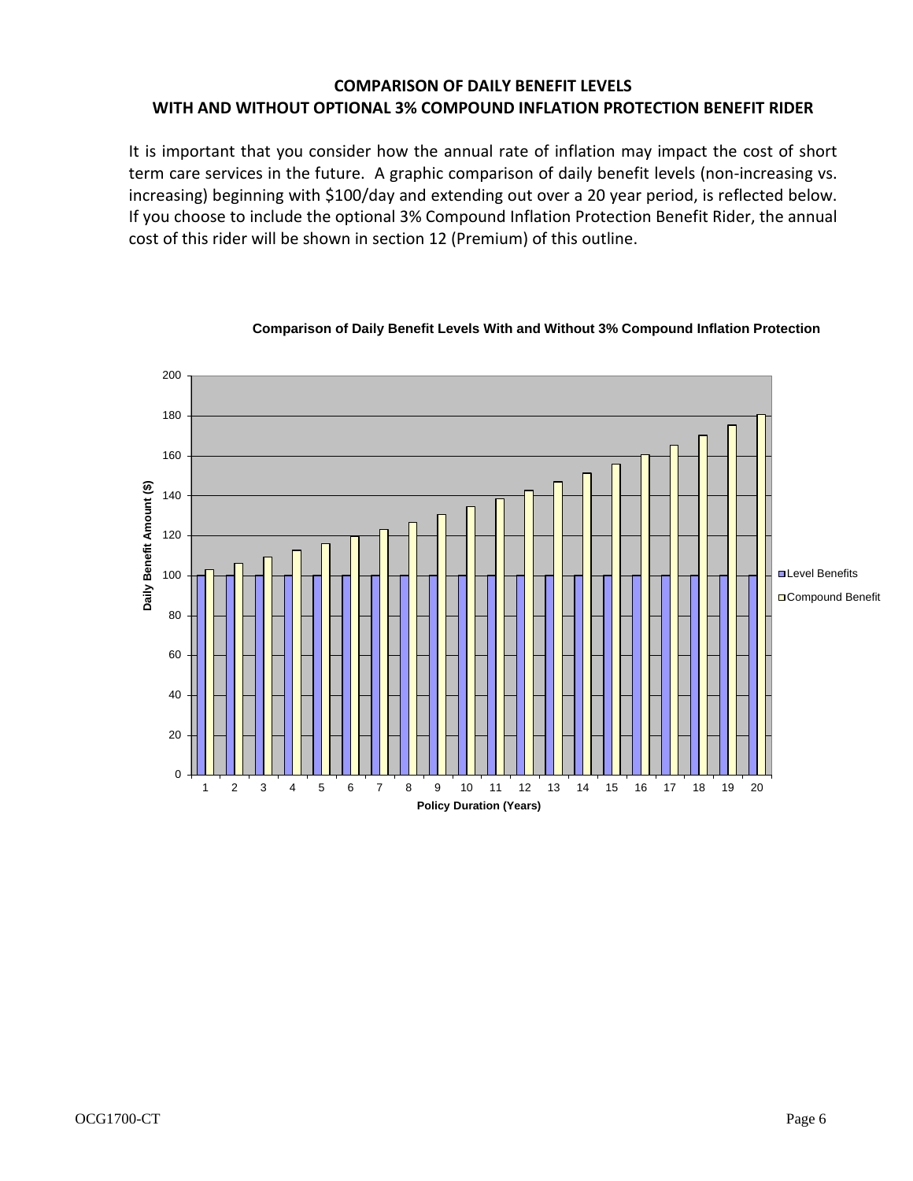## COMPARISON OF DAILY BENEFIT LEVELS WITH AND WITHOUT OPTIONAL 3% COMPOUND INFLATION PROTECTION BENEFIT RIDER

It is important that you consider how the annual rate of inflation may impact the cost of short term care services in the future. A graphic comparison of daily benefit levels (non-increasing vs. increasing) beginning with $100/day and extending out over a 20 year period, is reflected below. If you choose to include the optional 3% Compound Inflation Protection Benefit Rider, the annual cost of this rider will be shown in section 12 (Premium) of this outline.

**Comparison of Daily Benefit Levels With and Without 3% Compound Inflation Protection**

Daily Benefit Amount ($)

0
20
40
60
80
100
120
140
160
180
200

Policy Duration (Years)

1 2 3 4 5 6 7 8 9 10 11 12 13 14 15 16 17 18 19 20

Level Benefits
Compound Benefit

OCG1700-CT